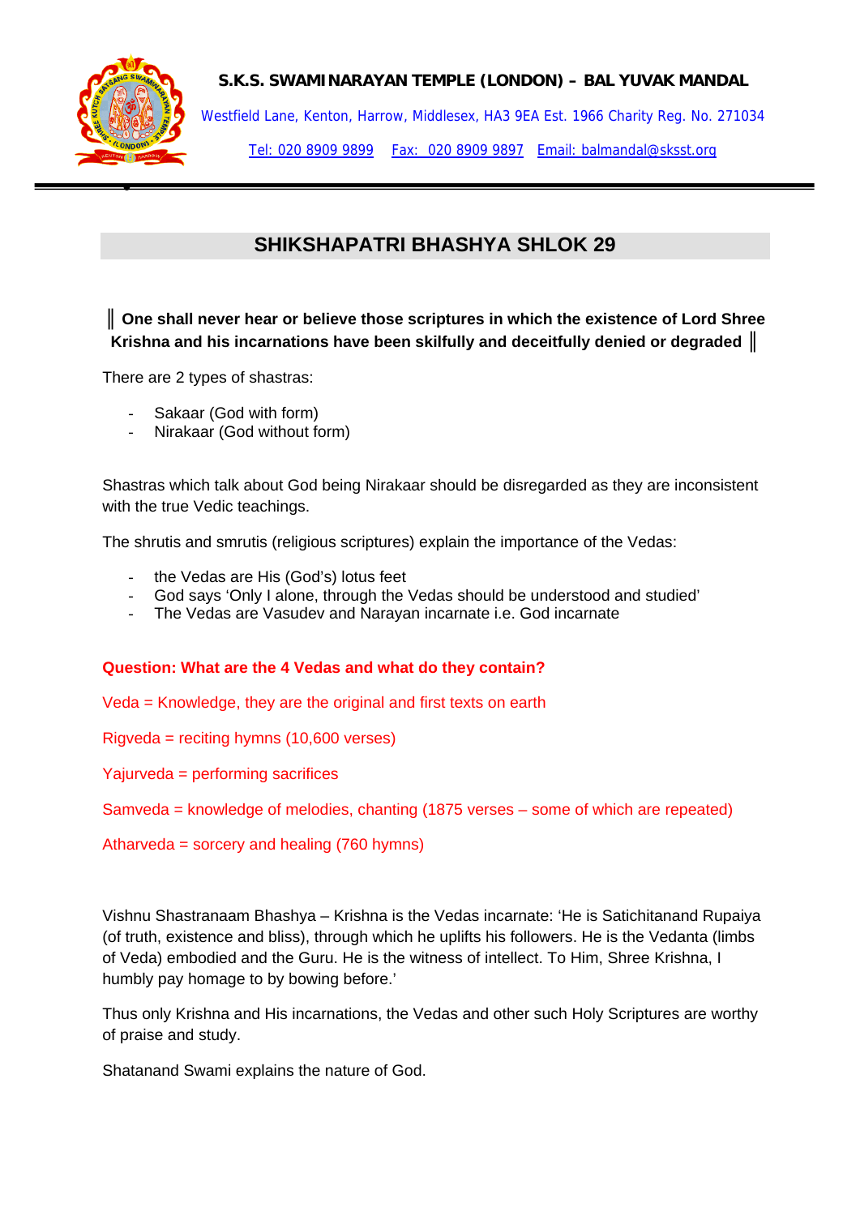**S.K.S. SWAMINARAYAN TEMPLE (LONDON) – BAL YUVAK MANDAL**

Westfield Lane, Kenton, Harrow, Middlesex, HA3 9EA Est. 1966 Charity Reg. No. 271034

Tel: 020 8909 9899 Fax: 020 8909 9897 Email: balmandal@sksst.org

## SHIKSHAPATRI BHASHYA SHLOK 29

**║ One shall never hear or believe those scriptures in which the existence of Lord Shree Krishna and his incarnations have been skilfully and deceitfully denied or degraded ║**

There are 2 types of shastras:

- Sakaar (God with form)
- Nirakaar (God without form)

Shastras which talk about God being Nirakaar should be disregarded as they are inconsistent with the true Vedic teachings.

The shrutis and smrutis (religious scriptures) explain the importance of the Vedas:

- the Vedas are His (God's) lotus feet
- God says 'Only I alone, through the Vedas should be understood and studied'
- The Vedas are Vasudev and Narayan incarnate i.e. God incarnate

**Question: What are the 4 Vedas and what do they contain?**

Veda = Knowledge, they are the original and first texts on earth

Rigveda = reciting hymns (10,600 verses)

Yajurveda = performing sacrifices

Samveda = knowledge of melodies, chanting (1875 verses – some of which are repeated)

Atharveda = sorcery and healing (760 hymns)

Vishnu Shastranaam Bhashya – Krishna is the Vedas incarnate: 'He is Satichitanand Rupaiya (of truth, existence and bliss), through which he uplifts his followers. He is the Vedanta (limbs of Veda) embodied and the Guru. He is the witness of intellect. To Him, Shree Krishna, I humbly pay homage to by bowing before.'

Thus only Krishna and His incarnations, the Vedas and other such Holy Scriptures are worthy of praise and study.

Shatanand Swami explains the nature of God.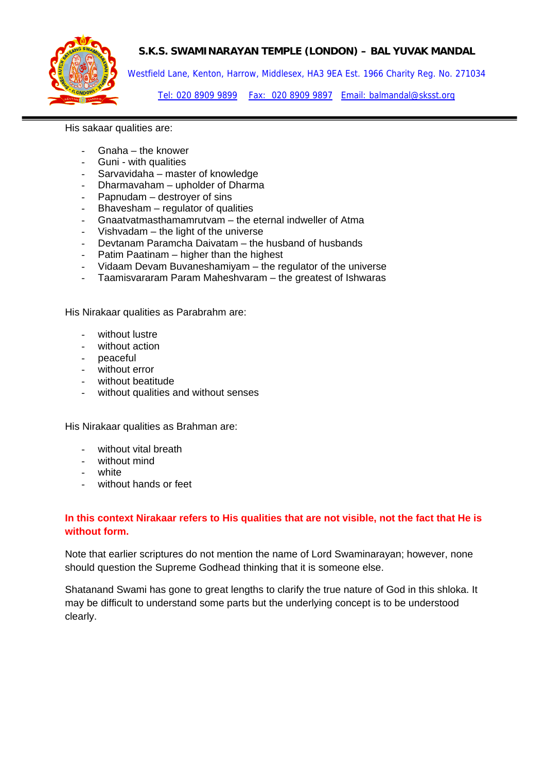His sakaar qualities are:

- Gnaha – the knower
- Guni - with qualities
- Sarvavidaha – master of knowledge
- Dharmavaham – upholder of Dharma
- Papnudam – destroyer of sins
- Bhavesham – regulator of qualities
- Gnaatvatmasthamamrutvam – the eternal indweller of Atma
- Vishvadam – the light of the universe
- Devtanam Paramcha Daivatam – the husband of husbands
- Patim Paatinam – higher than the highest
- Vidaam Devam Buvaneshamiyam – the regulator of the universe
- Taamisvararam Param Maheshvaram – the greatest of Ishwaras

His Nirakaar qualities as Parabrahm are:

- without lustre
- without action
- peaceful
- without error
- without beatitude
- without qualities and without senses

His Nirakaar qualities as Brahman are:

- without vital breath
- without mind
- white
- without hands or feet

**In this context Nirakaar refers to His qualities that are not visible, not the fact that He is without form.**

Note that earlier scriptures do not mention the name of Lord Swaminarayan; however, none should question the Supreme Godhead thinking that it is someone else.

Shatanand Swami has gone to great lengths to clarify the true nature of God in this shloka. It may be difficult to understand some parts but the underlying concept is to be understood clearly.